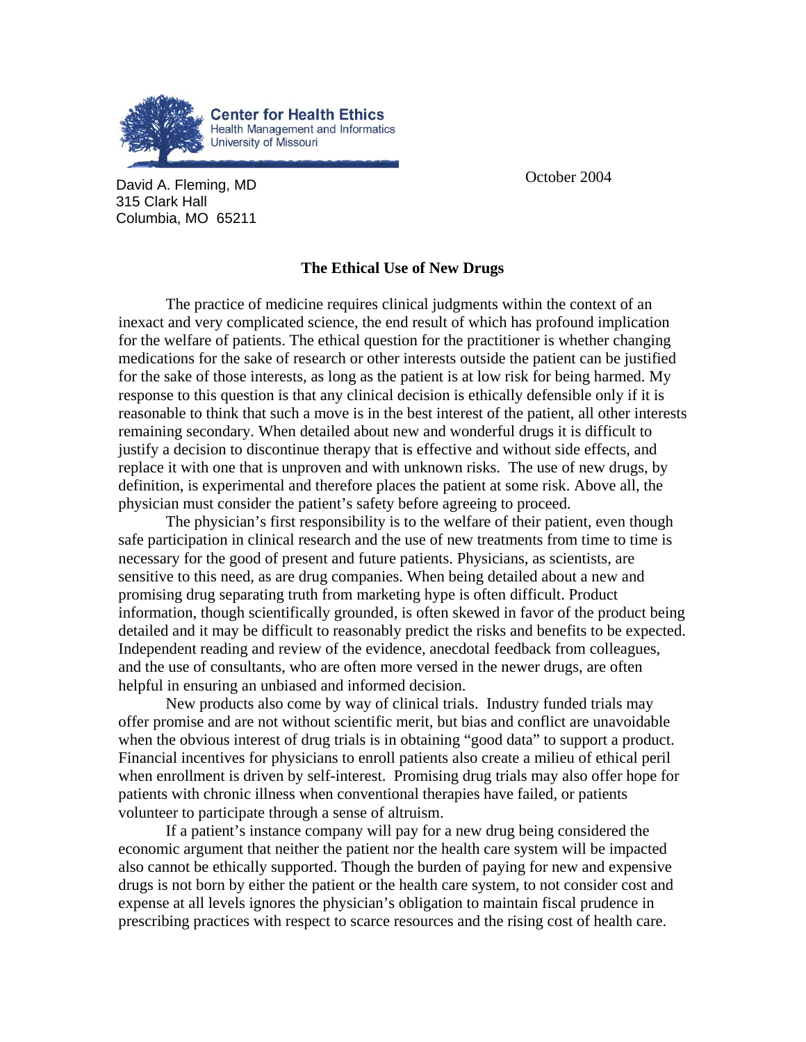**Center for Health Ethics**
Health Management and Informatics
University of Missouri

David A. Fleming, MD
315 Clark Hall
Columbia, MO 65211

October 2004

## The Ethical Use of New Drugs

The practice of medicine requires clinical judgments within the context of an inexact and very complicated science, the end result of which has profound implication for the welfare of patients. The ethical question for the practitioner is whether changing medications for the sake of research or other interests outside the patient can be justified for the sake of those interests, as long as the patient is at low risk for being harmed. My response to this question is that any clinical decision is ethically defensible only if it is reasonable to think that such a move is in the best interest of the patient, all other interests remaining secondary. When detailed about new and wonderful drugs it is difficult to justify a decision to discontinue therapy that is effective and without side effects, and replace it with one that is unproven and with unknown risks. The use of new drugs, by definition, is experimental and therefore places the patient at some risk. Above all, the physician must consider the patient's safety before agreeing to proceed.

The physician's first responsibility is to the welfare of their patient, even though safe participation in clinical research and the use of new treatments from time to time is necessary for the good of present and future patients. Physicians, as scientists, are sensitive to this need, as are drug companies. When being detailed about a new and promising drug separating truth from marketing hype is often difficult. Product information, though scientifically grounded, is often skewed in favor of the product being detailed and it may be difficult to reasonably predict the risks and benefits to be expected. Independent reading and review of the evidence, anecdotal feedback from colleagues, and the use of consultants, who are often more versed in the newer drugs, are often helpful in ensuring an unbiased and informed decision.

New products also come by way of clinical trials. Industry funded trials may offer promise and are not without scientific merit, but bias and conflict are unavoidable when the obvious interest of drug trials is in obtaining "good data" to support a product. Financial incentives for physicians to enroll patients also create a milieu of ethical peril when enrollment is driven by self-interest. Promising drug trials may also offer hope for patients with chronic illness when conventional therapies have failed, or patients volunteer to participate through a sense of altruism.

If a patient's instance company will pay for a new drug being considered the economic argument that neither the patient nor the health care system will be impacted also cannot be ethically supported. Though the burden of paying for new and expensive drugs is not born by either the patient or the health care system, to not consider cost and expense at all levels ignores the physician's obligation to maintain fiscal prudence in prescribing practices with respect to scarce resources and the rising cost of health care.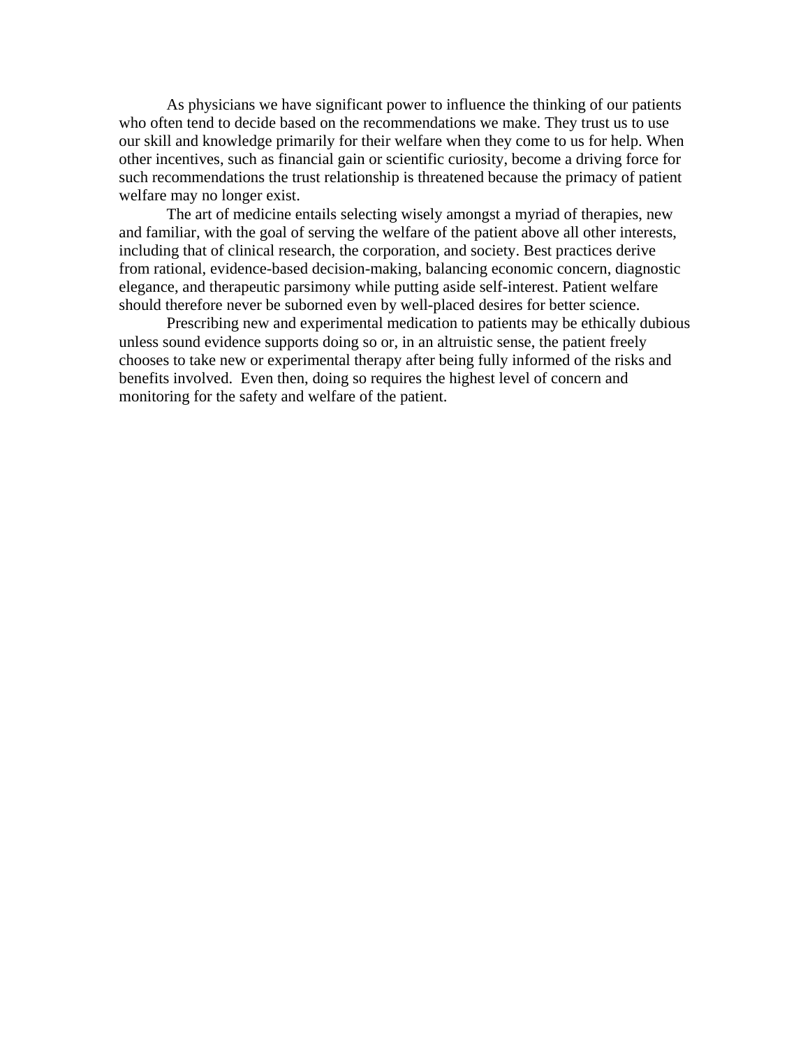As physicians we have significant power to influence the thinking of our patients who often tend to decide based on the recommendations we make. They trust us to use our skill and knowledge primarily for their welfare when they come to us for help. When other incentives, such as financial gain or scientific curiosity, become a driving force for such recommendations the trust relationship is threatened because the primacy of patient welfare may no longer exist.

The art of medicine entails selecting wisely amongst a myriad of therapies, new and familiar, with the goal of serving the welfare of the patient above all other interests, including that of clinical research, the corporation, and society. Best practices derive from rational, evidence-based decision-making, balancing economic concern, diagnostic elegance, and therapeutic parsimony while putting aside self-interest. Patient welfare should therefore never be suborned even by well-placed desires for better science.

Prescribing new and experimental medication to patients may be ethically dubious unless sound evidence supports doing so or, in an altruistic sense, the patient freely chooses to take new or experimental therapy after being fully informed of the risks and benefits involved. Even then, doing so requires the highest level of concern and monitoring for the safety and welfare of the patient.